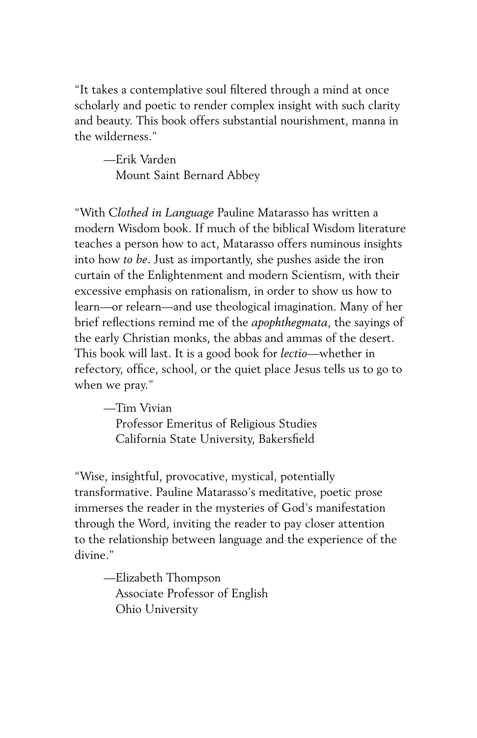"It takes a contemplative soul filtered through a mind at once scholarly and poetic to render complex insight with such clarity and beauty. This book offers substantial nourishment, manna in the wilderness."

—Erik Varden
Mount Saint Bernard Abbey

"With *Clothed in Language* Pauline Matarasso has written a modern Wisdom book. If much of the biblical Wisdom literature teaches a person how to act, Matarasso offers numinous insights into how *to be*. Just as importantly, she pushes aside the iron curtain of the Enlightenment and modern Scientism, with their excessive emphasis on rationalism, in order to show us how to learn—or relearn—and use theological imagination. Many of her brief reflections remind me of the *apophthegmata*, the sayings of the early Christian monks, the abbas and ammas of the desert. This book will last. It is a good book for *lectio*—whether in refectory, office, school, or the quiet place Jesus tells us to go to when we pray."

—Tim Vivian
Professor Emeritus of Religious Studies
California State University, Bakersfield

"Wise, insightful, provocative, mystical, potentially transformative. Pauline Matarasso's meditative, poetic prose immerses the reader in the mysteries of God's manifestation through the Word, inviting the reader to pay closer attention to the relationship between language and the experience of the divine."

—Elizabeth Thompson
Associate Professor of English
Ohio University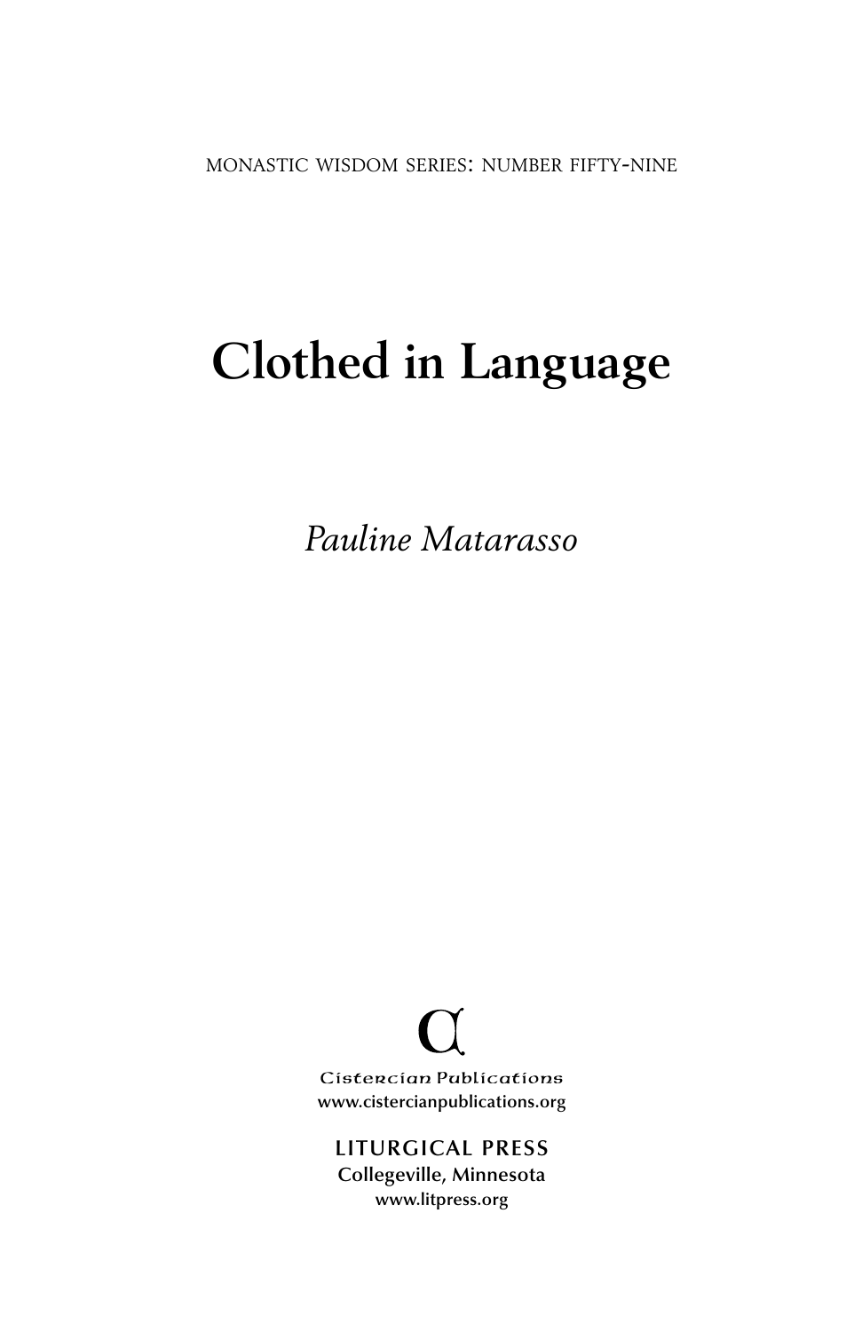MONASTIC WISDOM SERIES: NUMBER FIFTY-NINE

# Clothed in Language

*Pauline Matarasso*

Cistercian Publications
www.cistercianpublications.org

LITURGICAL PRESS
Collegeville, Minnesota
www.litpress.org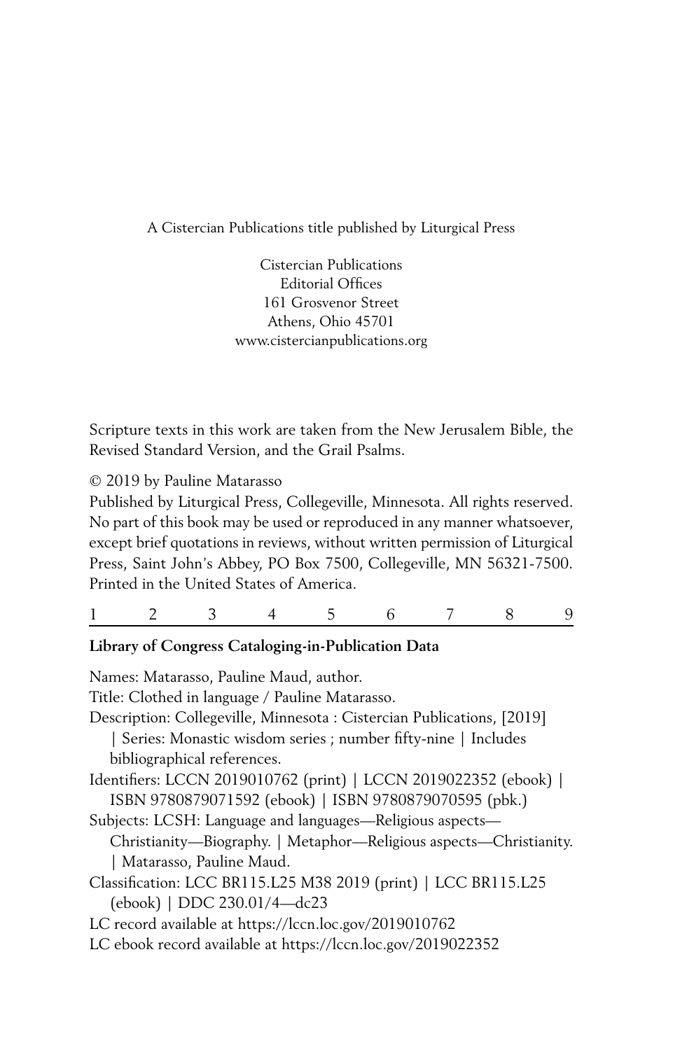A Cistercian Publications title published by Liturgical Press

Cistercian Publications
Editorial Offices
161 Grosvenor Street
Athens, Ohio 45701
www.cistercianpublications.org

Scripture texts in this work are taken from the New Jerusalem Bible, the Revised Standard Version, and the Grail Psalms.

© 2019 by Pauline Matarasso

Published by Liturgical Press, Collegeville, Minnesota. All rights reserved. No part of this book may be used or reproduced in any manner whatsoever, except brief quotations in reviews, without written permission of Liturgical Press, Saint John's Abbey, PO Box 7500, Collegeville, MN 56321-7500. Printed in the United States of America.

1 2 3 4 5 6 7 8 9

**Library of Congress Cataloging-in-Publication Data**

Names: Matarasso, Pauline Maud, author.

Title: Clothed in language / Pauline Matarasso.

Description: Collegeville, Minnesota : Cistercian Publications, [2019] | Series: Monastic wisdom series ; number fifty-nine | Includes bibliographical references.

Identifiers: LCCN 2019010762 (print) | LCCN 2019022352 (ebook) | ISBN 9780879071592 (ebook) | ISBN 9780879070595 (pbk.)

Subjects: LCSH: Language and languages—Religious aspects—Christianity—Biography. | Metaphor—Religious aspects—Christianity. | Matarasso, Pauline Maud.

Classification: LCC BR115.L25 M38 2019 (print) | LCC BR115.L25 (ebook) | DDC 230.01/4—dc23

LC record available at https://lccn.loc.gov/2019010762

LC ebook record available at https://lccn.loc.gov/2019022352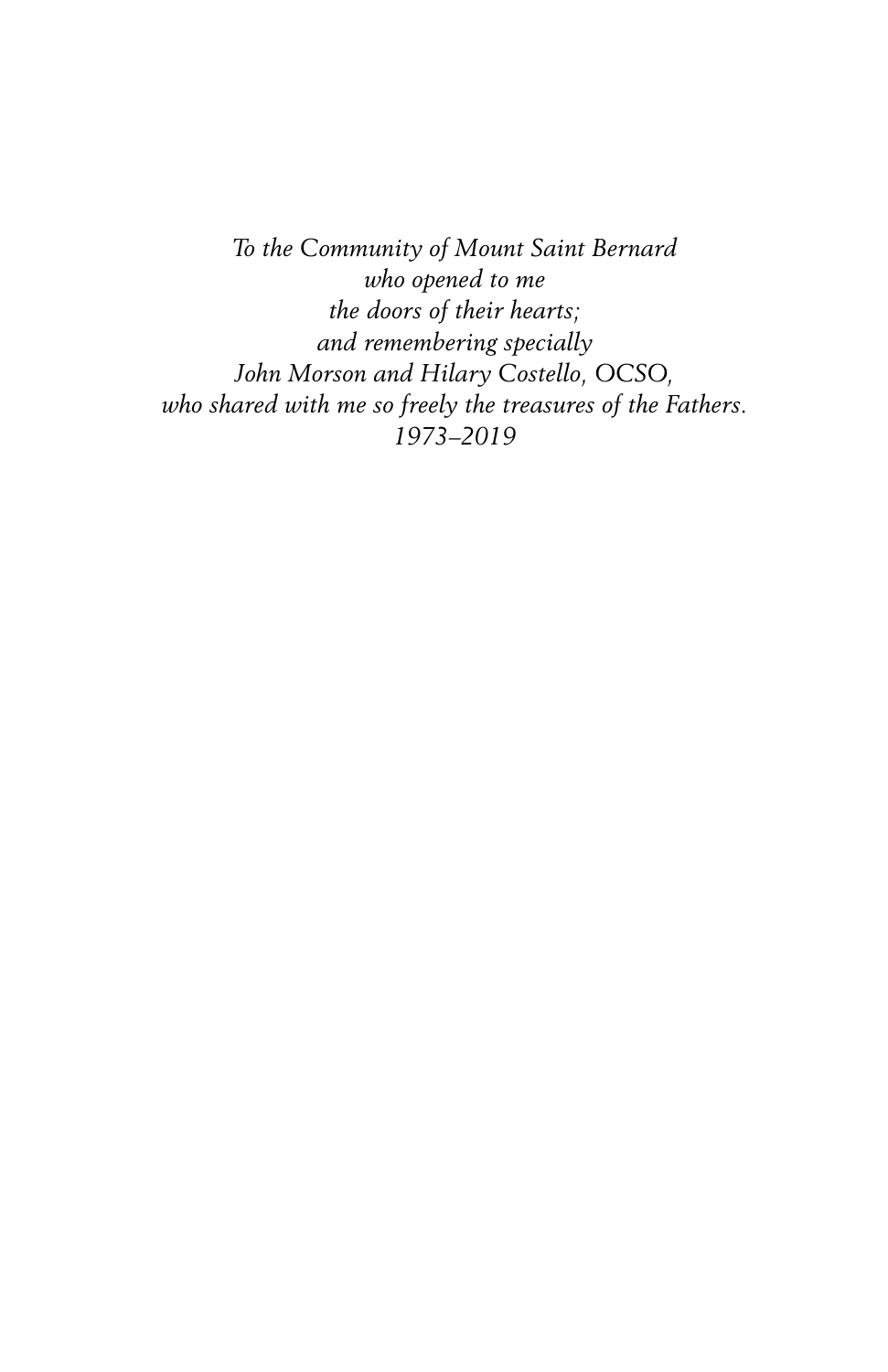*To the Community of Mount Saint Bernard*  
*who opened to me*  
*the doors of their hearts;*  
*and remembering specially*  
*John Morson and Hilary Costello,* OCSO,  
*who shared with me so freely the treasures of the Fathers.*  
*1973–2019*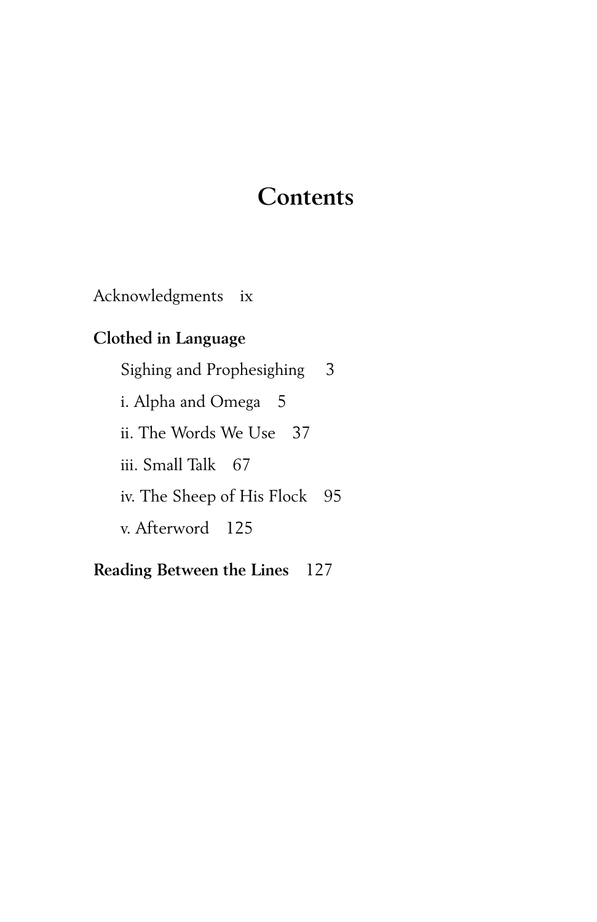# Contents

Acknowledgments ix

**Clothed in Language**

- Sighing and Prophesighing 3
- i. Alpha and Omega 5
- ii. The Words We Use 37
- iii. Small Talk 67
- iv. The Sheep of His Flock 95
- v. Afterword 125

**Reading Between the Lines** 127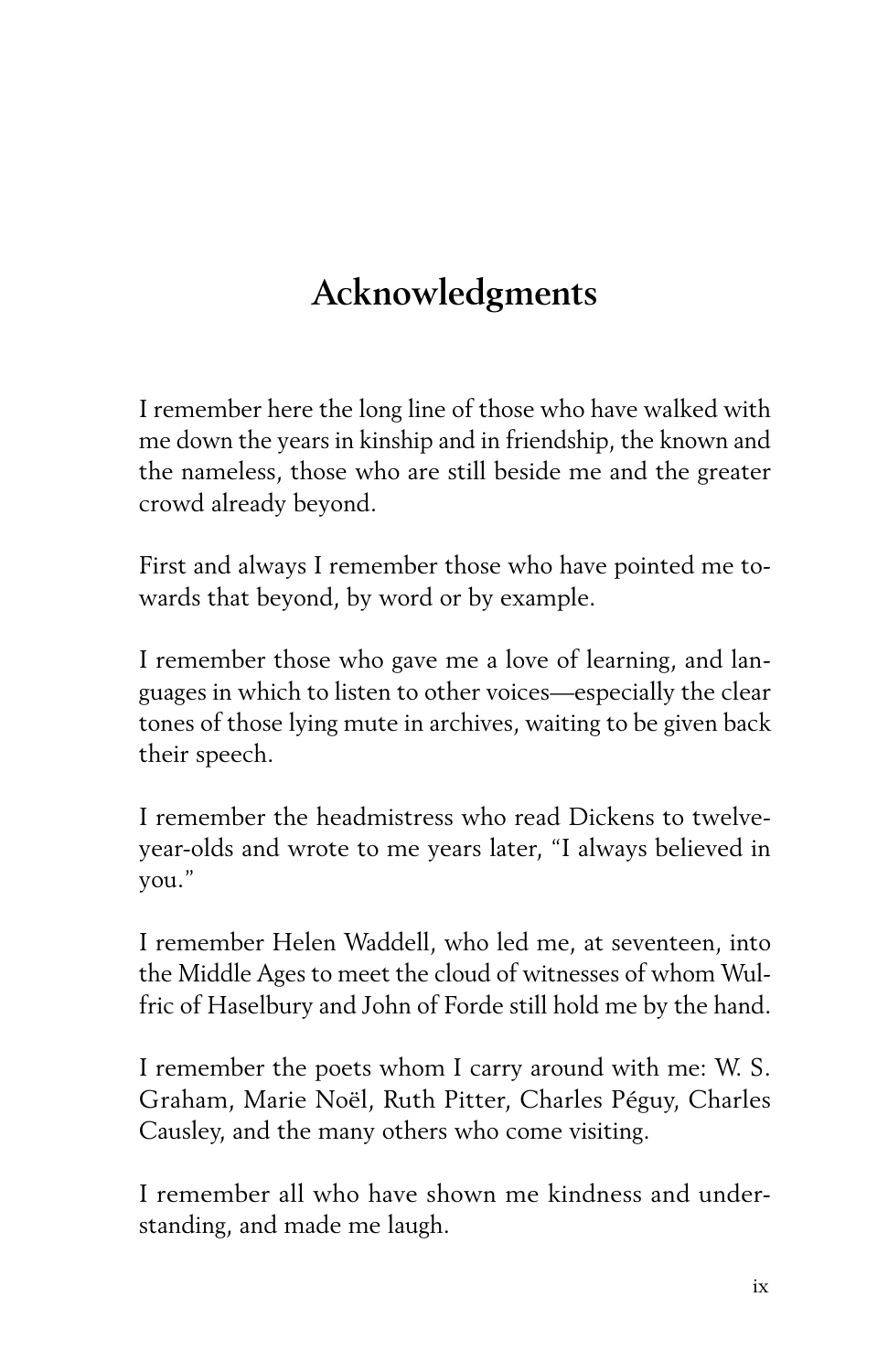# Acknowledgments

I remember here the long line of those who have walked with me down the years in kinship and in friendship, the known and the nameless, those who are still beside me and the greater crowd already beyond.

First and always I remember those who have pointed me towards that beyond, by word or by example.

I remember those who gave me a love of learning, and languages in which to listen to other voices—especially the clear tones of those lying mute in archives, waiting to be given back their speech.

I remember the headmistress who read Dickens to twelve-year-olds and wrote to me years later, "I always believed in you."

I remember Helen Waddell, who led me, at seventeen, into the Middle Ages to meet the cloud of witnesses of whom Wulfric of Haselbury and John of Forde still hold me by the hand.

I remember the poets whom I carry around with me: W. S. Graham, Marie Noël, Ruth Pitter, Charles Péguy, Charles Causley, and the many others who come visiting.

I remember all who have shown me kindness and understanding, and made me laugh.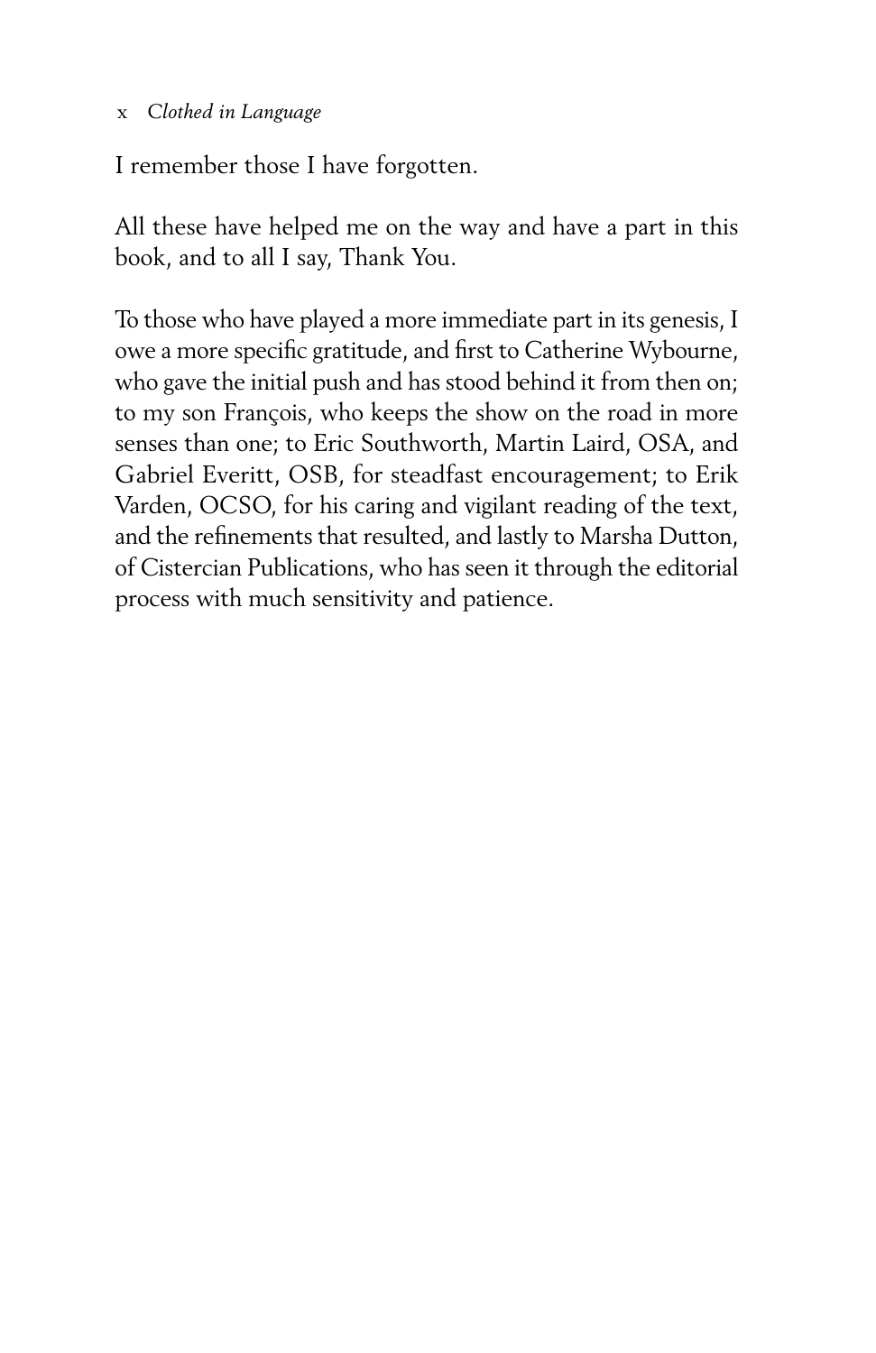I remember those I have forgotten.

All these have helped me on the way and have a part in this book, and to all I say, Thank You.

To those who have played a more immediate part in its genesis, I owe a more specific gratitude, and first to Catherine Wybourne, who gave the initial push and has stood behind it from then on; to my son François, who keeps the show on the road in more senses than one; to Eric Southworth, Martin Laird, OSA, and Gabriel Everitt, OSB, for steadfast encouragement; to Erik Varden, OCSO, for his caring and vigilant reading of the text, and the refinements that resulted, and lastly to Marsha Dutton, of Cistercian Publications, who has seen it through the editorial process with much sensitivity and patience.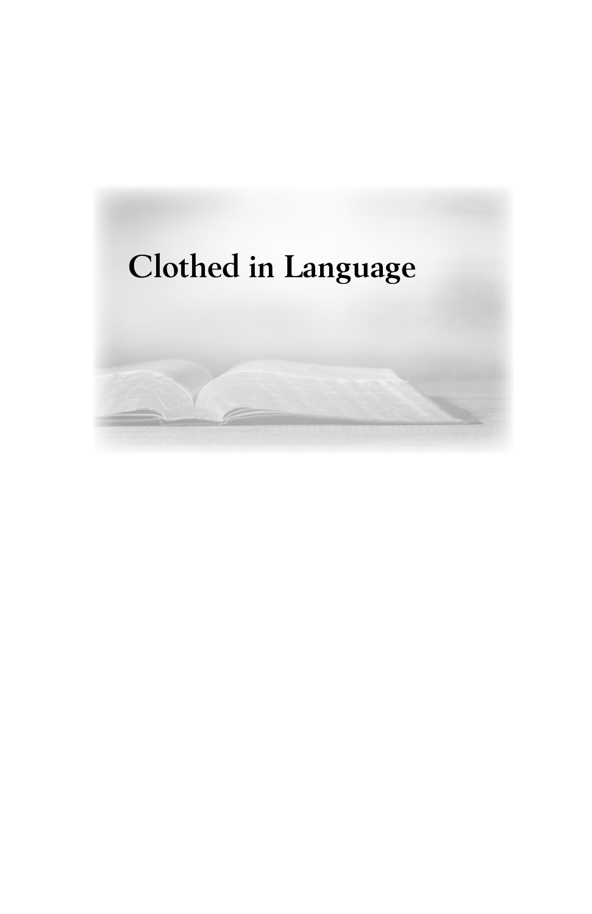# Clothed in Language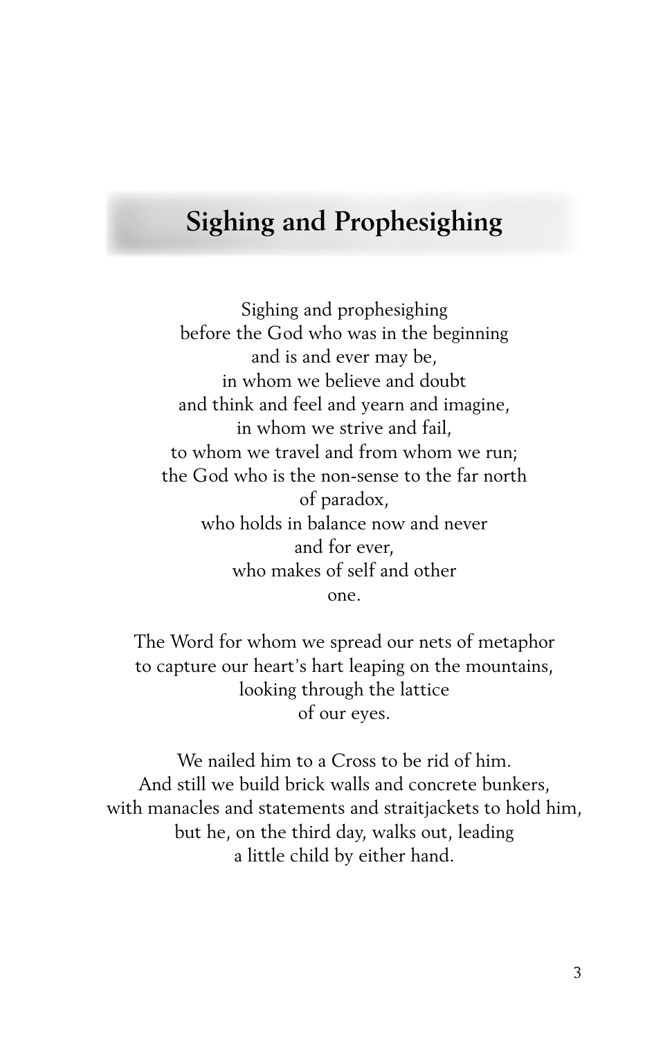## Sighing and Prophesighing

Sighing and prophesighing  
before the God who was in the beginning  
and is and ever may be,  
in whom we believe and doubt  
and think and feel and yearn and imagine,  
in whom we strive and fail,  
to whom we travel and from whom we run;  
the God who is the non-sense to the far north  
of paradox,  
who holds in balance now and never  
and for ever,  
who makes of self and other  
one.

The Word for whom we spread our nets of metaphor  
to capture our heart's hart leaping on the mountains,  
looking through the lattice  
of our eyes.

We nailed him to a Cross to be rid of him.  
And still we build brick walls and concrete bunkers,  
with manacles and statements and straitjackets to hold him,  
but he, on the third day, walks out, leading  
a little child by either hand.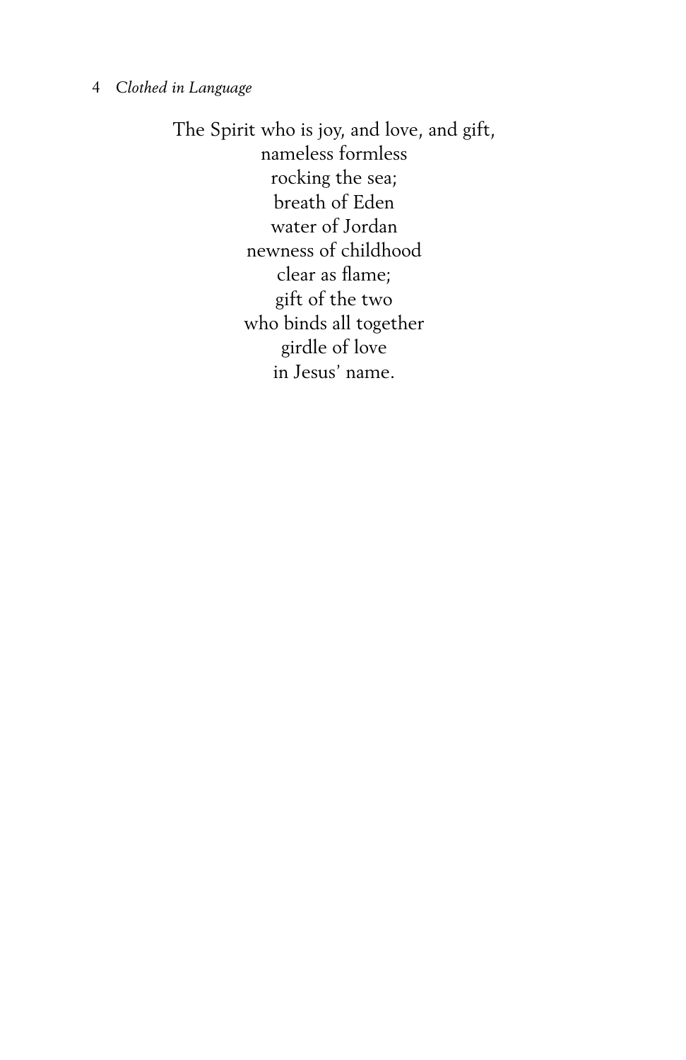The Spirit who is joy, and love, and gift,  
nameless formless  
rocking the sea;  
breath of Eden  
water of Jordan  
newness of childhood  
clear as flame;  
gift of the two  
who binds all together  
girdle of love  
in Jesus' name.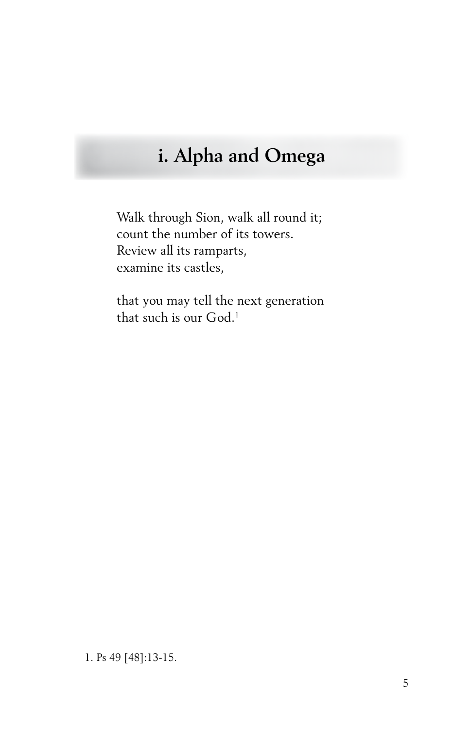# i. Alpha and Omega

Walk through Sion, walk all round it;
count the number of its towers.
Review all its ramparts,
examine its castles,

that you may tell the next generation
that such is our God.[1]

1. Ps 49 [48]:13-15.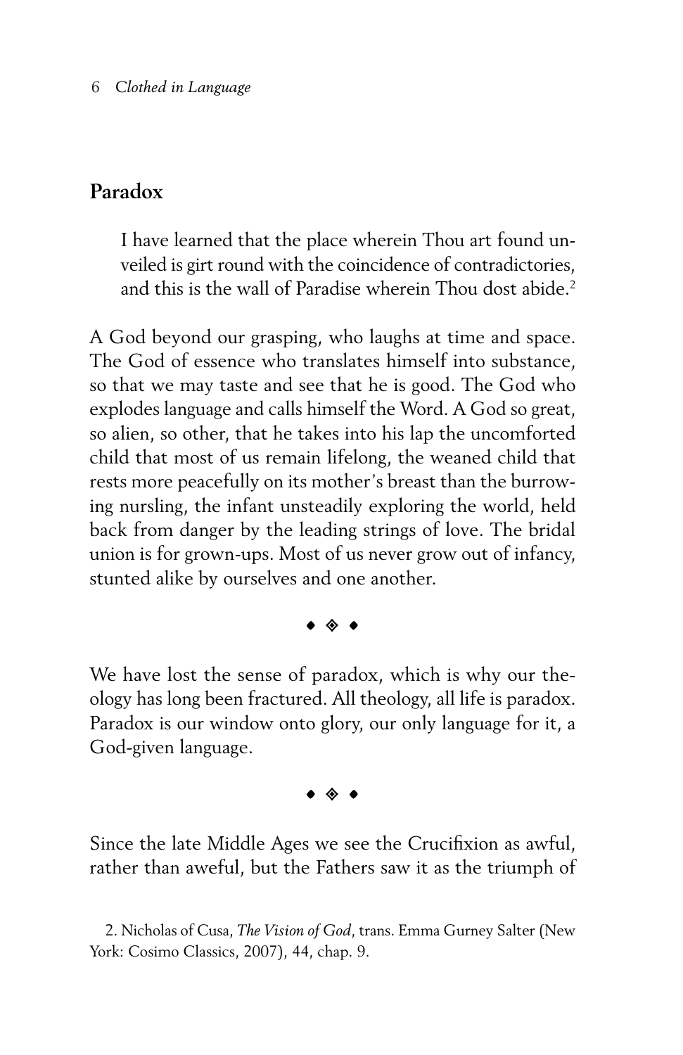## Paradox

> I have learned that the place wherein Thou art found unveiled is girt round with the coincidence of contradictories, and this is the wall of Paradise wherein Thou dost abide.[2]

A God beyond our grasping, who laughs at time and space. The God of essence who translates himself into substance, so that we may taste and see that he is good. The God who explodes language and calls himself the Word. A God so great, so alien, so other, that he takes into his lap the uncomforted child that most of us remain lifelong, the weaned child that rests more peacefully on its mother's breast than the burrowing nursling, the infant unsteadily exploring the world, held back from danger by the leading strings of love. The bridal union is for grown-ups. Most of us never grow out of infancy, stunted alike by ourselves and one another.

◆ ◈ ◆

We have lost the sense of paradox, which is why our theology has long been fractured. All theology, all life is paradox. Paradox is our window onto glory, our only language for it, a God-given language.

◆ ◈ ◆

Since the late Middle Ages we see the Crucifixion as awful, rather than aweful, but the Fathers saw it as the triumph of

2. Nicholas of Cusa, *The Vision of God*, trans. Emma Gurney Salter (New York: Cosimo Classics, 2007), 44, chap. 9.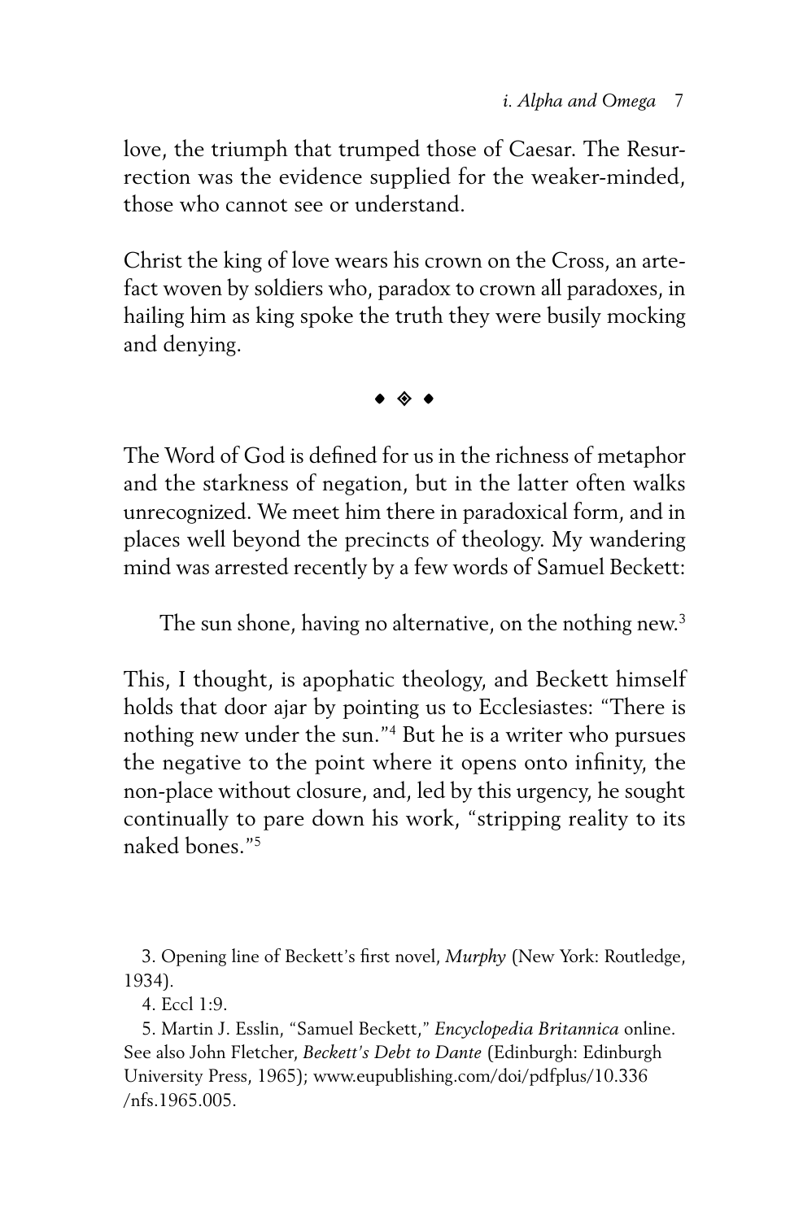love, the triumph that trumped those of Caesar. The Resurrection was the evidence supplied for the weaker-minded, those who cannot see or understand.

Christ the king of love wears his crown on the Cross, an artefact woven by soldiers who, paradox to crown all paradoxes, in hailing him as king spoke the truth they were busily mocking and denying.

◆ ◈ ◆

The Word of God is defined for us in the richness of metaphor and the starkness of negation, but in the latter often walks unrecognized. We meet him there in paradoxical form, and in places well beyond the precincts of theology. My wandering mind was arrested recently by a few words of Samuel Beckett:

> The sun shone, having no alternative, on the nothing new.[3]

This, I thought, is apophatic theology, and Beckett himself holds that door ajar by pointing us to Ecclesiastes: "There is nothing new under the sun."[4] But he is a writer who pursues the negative to the point where it opens onto infinity, the non-place without closure, and, led by this urgency, he sought continually to pare down his work, "stripping reality to its naked bones."[5]

---

3. Opening line of Beckett's first novel, *Murphy* (New York: Routledge, 1934).

4. Eccl 1:9.

5. Martin J. Esslin, "Samuel Beckett," *Encyclopedia Britannica* online. See also John Fletcher, *Beckett's Debt to Dante* (Edinburgh: Edinburgh University Press, 1965); www.eupublishing.com/doi/pdfplus/10.336/nfs.1965.005.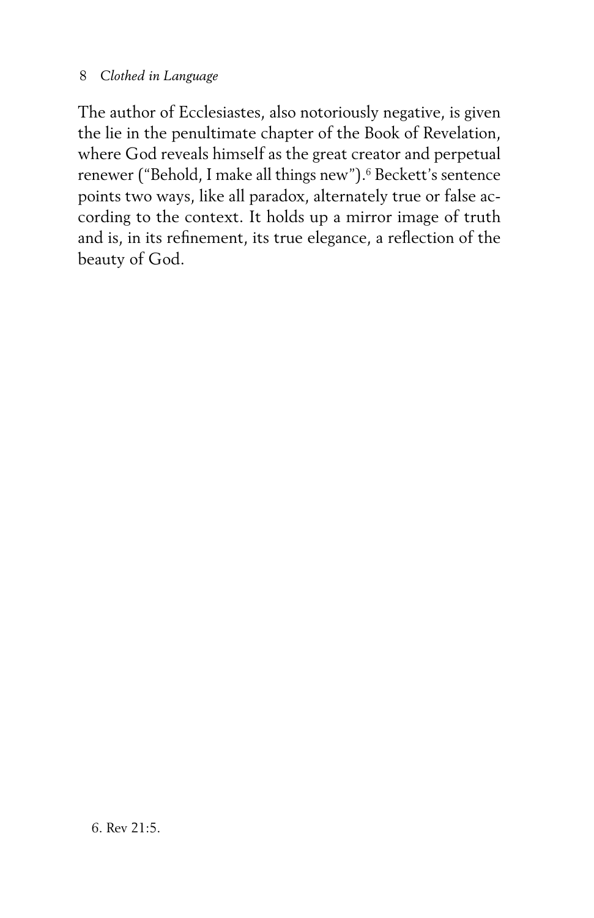The author of Ecclesiastes, also notoriously negative, is given the lie in the penultimate chapter of the Book of Revelation, where God reveals himself as the great creator and perpetual renewer ("Behold, I make all things new").[6] Beckett's sentence points two ways, like all paradox, alternately true or false according to the context. It holds up a mirror image of truth and is, in its refinement, its true elegance, a reflection of the beauty of God.

6. Rev 21:5.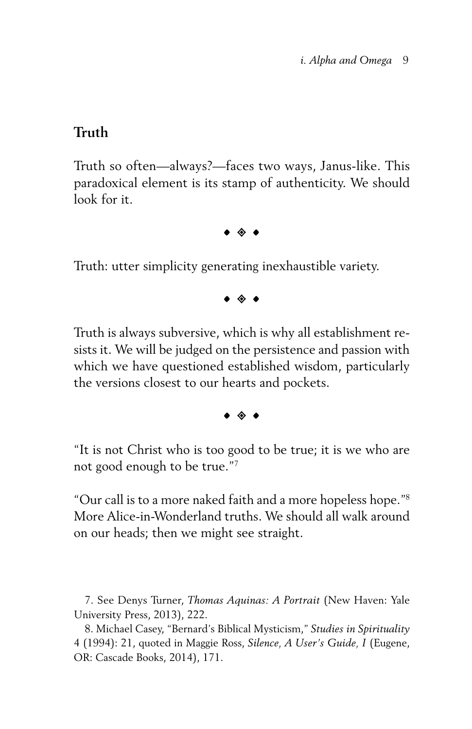## Truth

Truth so often—always?—faces two ways, Janus-like. This paradoxical element is its stamp of authenticity. We should look for it.

◆ ◈ ◆

Truth: utter simplicity generating inexhaustible variety.

◆ ◈ ◆

Truth is always subversive, which is why all establishment resists it. We will be judged on the persistence and passion with which we have questioned established wisdom, particularly the versions closest to our hearts and pockets.

◆ ◈ ◆

"It is not Christ who is too good to be true; it is we who are not good enough to be true."[7]

"Our call is to a more naked faith and a more hopeless hope."[8] More Alice-in-Wonderland truths. We should all walk around on our heads; then we might see straight.

7. See Denys Turner, *Thomas Aquinas: A Portrait* (New Haven: Yale University Press, 2013), 222.

8. Michael Casey, "Bernard's Biblical Mysticism," *Studies in Spirituality* 4 (1994): 21, quoted in Maggie Ross, *Silence, A User's Guide, I* (Eugene, OR: Cascade Books, 2014), 171.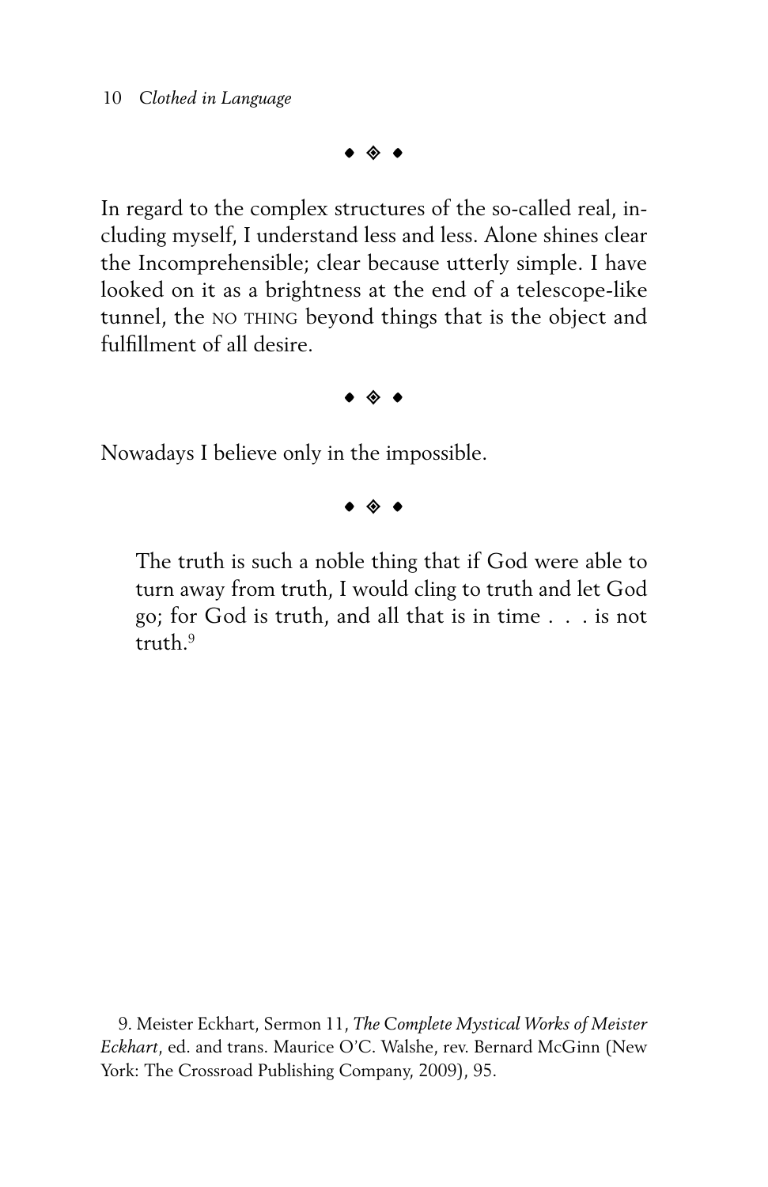◆ ◈ ◆

In regard to the complex structures of the so-called real, including myself, I understand less and less. Alone shines clear the Incomprehensible; clear because utterly simple. I have looked on it as a brightness at the end of a telescope-like tunnel, the NO THING beyond things that is the object and fulfillment of all desire.

◆ ◈ ◆

Nowadays I believe only in the impossible.

◆ ◈ ◆

> The truth is such a noble thing that if God were able to turn away from truth, I would cling to truth and let God go; for God is truth, and all that is in time . . . is not truth.[9]

9. Meister Eckhart, Sermon 11, *The Complete Mystical Works of Meister Eckhart*, ed. and trans. Maurice O'C. Walshe, rev. Bernard McGinn (New York: The Crossroad Publishing Company, 2009), 95.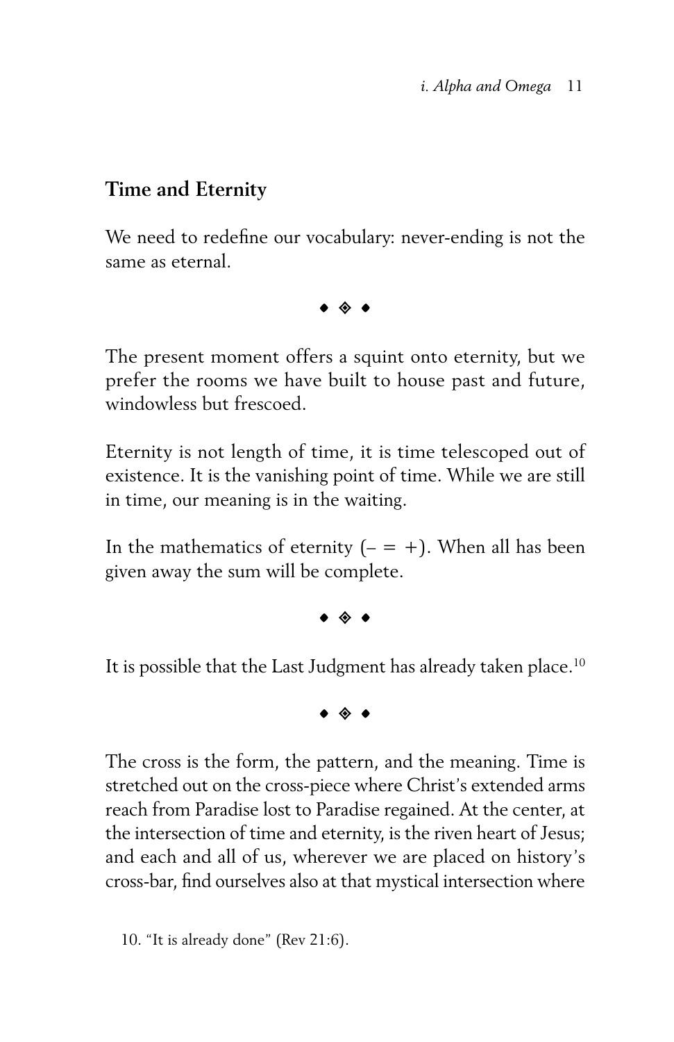## Time and Eternity

We need to redefine our vocabulary: never-ending is not the same as eternal.

◆ ◈ ◆

The present moment offers a squint onto eternity, but we prefer the rooms we have built to house past and future, windowless but frescoed.

Eternity is not length of time, it is time telescoped out of existence. It is the vanishing point of time. While we are still in time, our meaning is in the waiting.

In the mathematics of eternity (– = +). When all has been given away the sum will be complete.

◆ ◈ ◆

It is possible that the Last Judgment has already taken place.[10]

◆ ◈ ◆

The cross is the form, the pattern, and the meaning. Time is stretched out on the cross-piece where Christ's extended arms reach from Paradise lost to Paradise regained. At the center, at the intersection of time and eternity, is the riven heart of Jesus; and each and all of us, wherever we are placed on history's cross-bar, find ourselves also at that mystical intersection where

10. "It is already done" (Rev 21:6).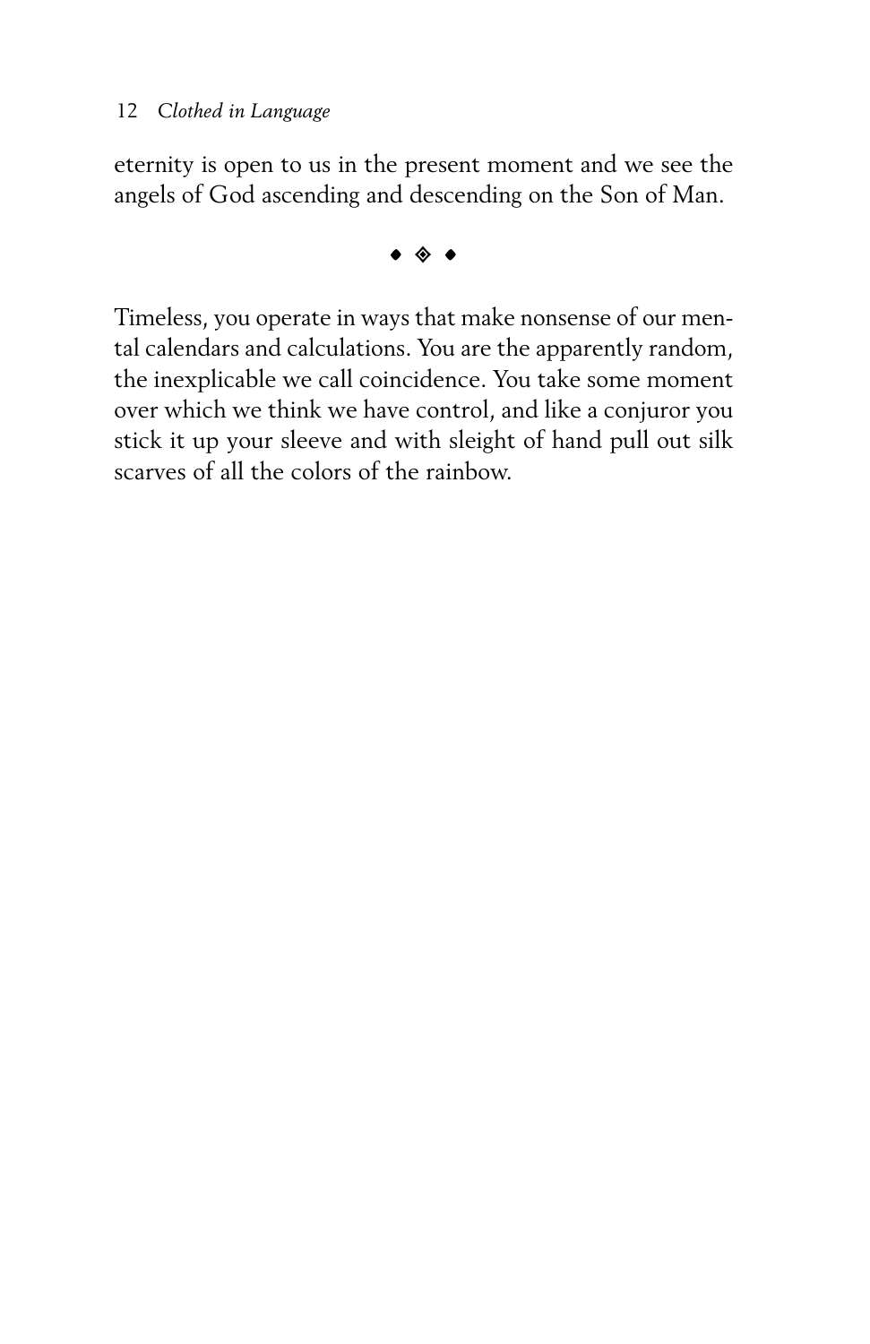eternity is open to us in the present moment and we see the angels of God ascending and descending on the Son of Man.

◆ ◈ ◆

Timeless, you operate in ways that make nonsense of our mental calendars and calculations. You are the apparently random, the inexplicable we call coincidence. You take some moment over which we think we have control, and like a conjuror you stick it up your sleeve and with sleight of hand pull out silk scarves of all the colors of the rainbow.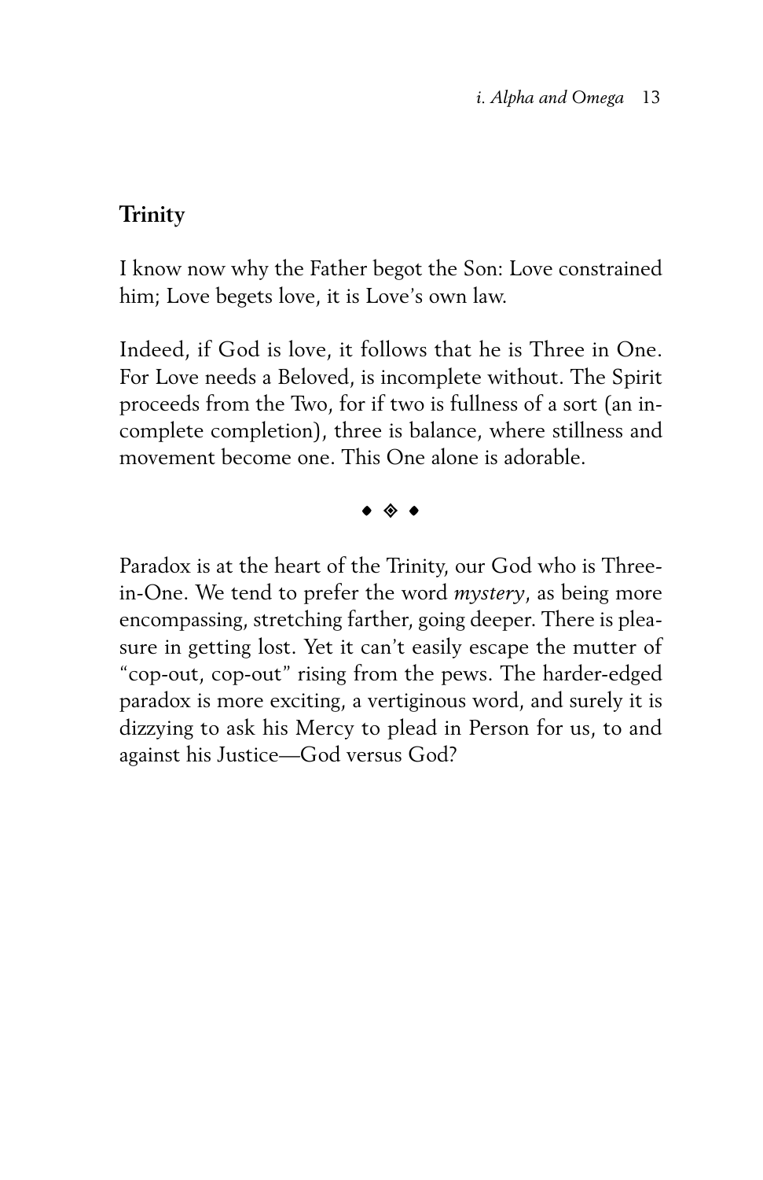## Trinity

I know now why the Father begot the Son: Love constrained him; Love begets love, it is Love's own law.

Indeed, if God is love, it follows that he is Three in One. For Love needs a Beloved, is incomplete without. The Spirit proceeds from the Two, for if two is fullness of a sort (an incomplete completion), three is balance, where stillness and movement become one. This One alone is adorable.

◆ ◈ ◆

Paradox is at the heart of the Trinity, our God who is Three-in-One. We tend to prefer the word *mystery*, as being more encompassing, stretching farther, going deeper. There is pleasure in getting lost. Yet it can't easily escape the mutter of "cop-out, cop-out" rising from the pews. The harder-edged paradox is more exciting, a vertiginous word, and surely it is dizzying to ask his Mercy to plead in Person for us, to and against his Justice—God versus God?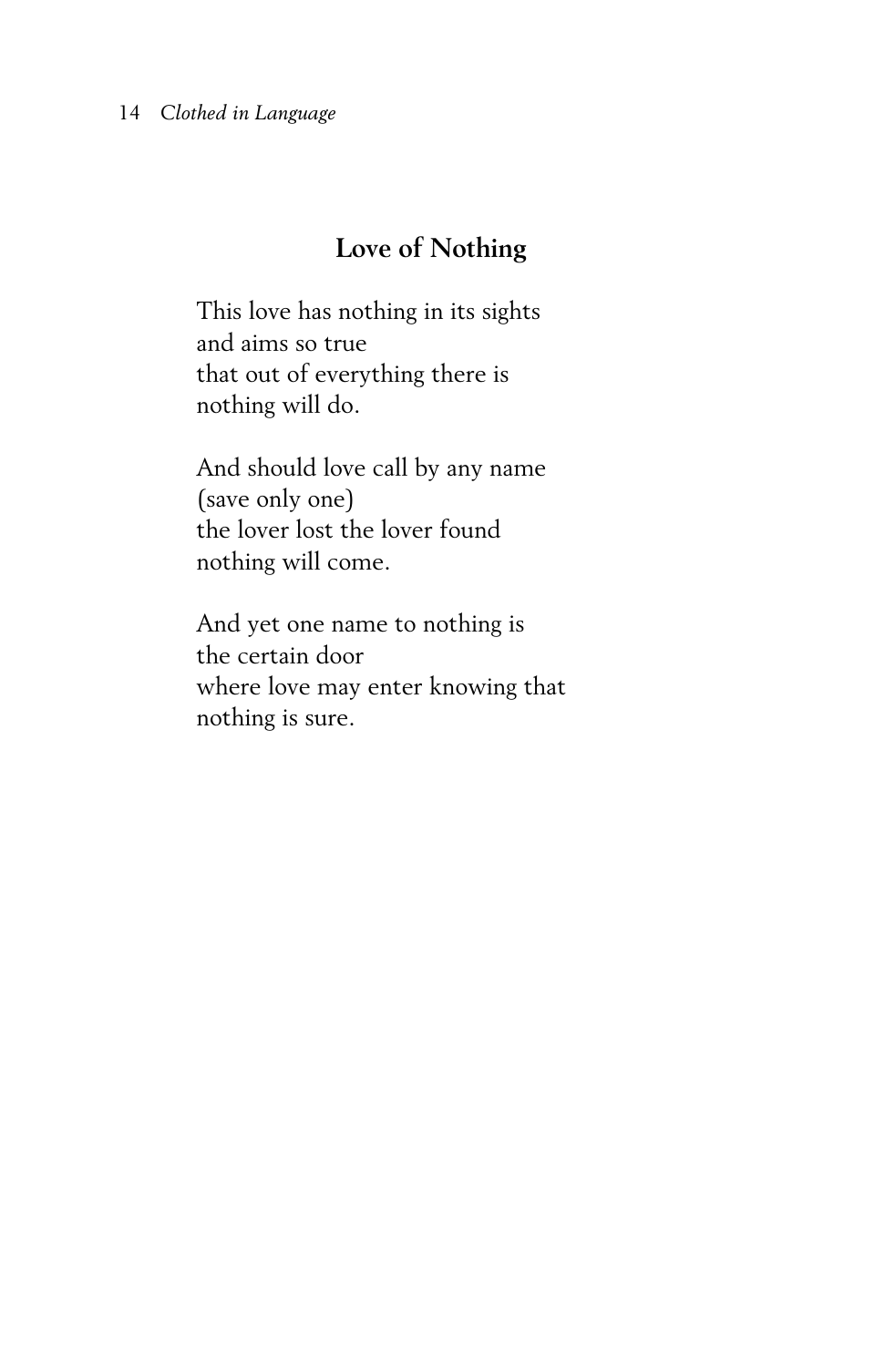## Love of Nothing

This love has nothing in its sights  
and aims so true  
that out of everything there is  
nothing will do.

And should love call by any name  
(save only one)  
the lover lost the lover found  
nothing will come.

And yet one name to nothing is  
the certain door  
where love may enter knowing that  
nothing is sure.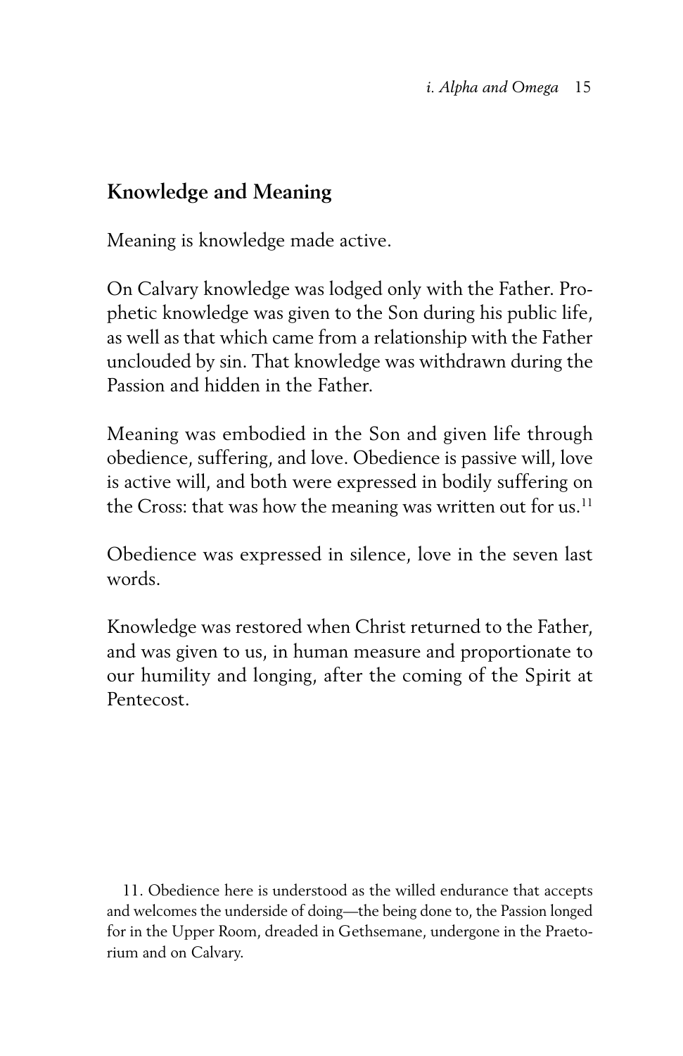## Knowledge and Meaning

Meaning is knowledge made active.

On Calvary knowledge was lodged only with the Father. Prophetic knowledge was given to the Son during his public life, as well as that which came from a relationship with the Father unclouded by sin. That knowledge was withdrawn during the Passion and hidden in the Father.

Meaning was embodied in the Son and given life through obedience, suffering, and love. Obedience is passive will, love is active will, and both were expressed in bodily suffering on the Cross: that was how the meaning was written out for us.[11]

Obedience was expressed in silence, love in the seven last words.

Knowledge was restored when Christ returned to the Father, and was given to us, in human measure and proportionate to our humility and longing, after the coming of the Spirit at Pentecost.

11. Obedience here is understood as the willed endurance that accepts and welcomes the underside of doing—the being done to, the Passion longed for in the Upper Room, dreaded in Gethsemane, undergone in the Praetorium and on Calvary.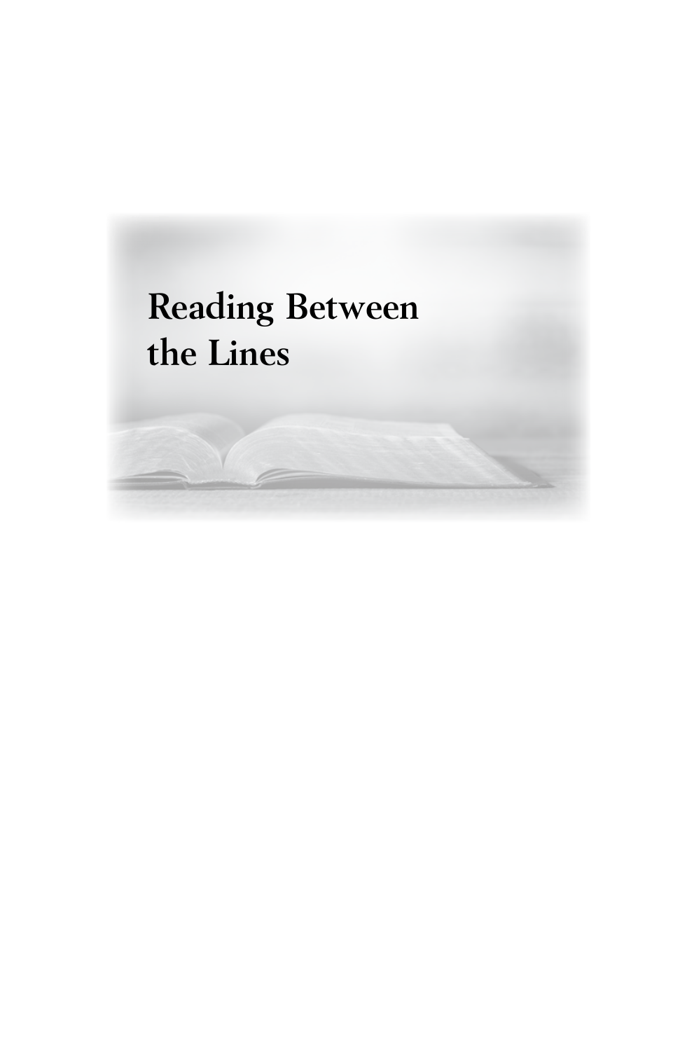# Reading Between the Lines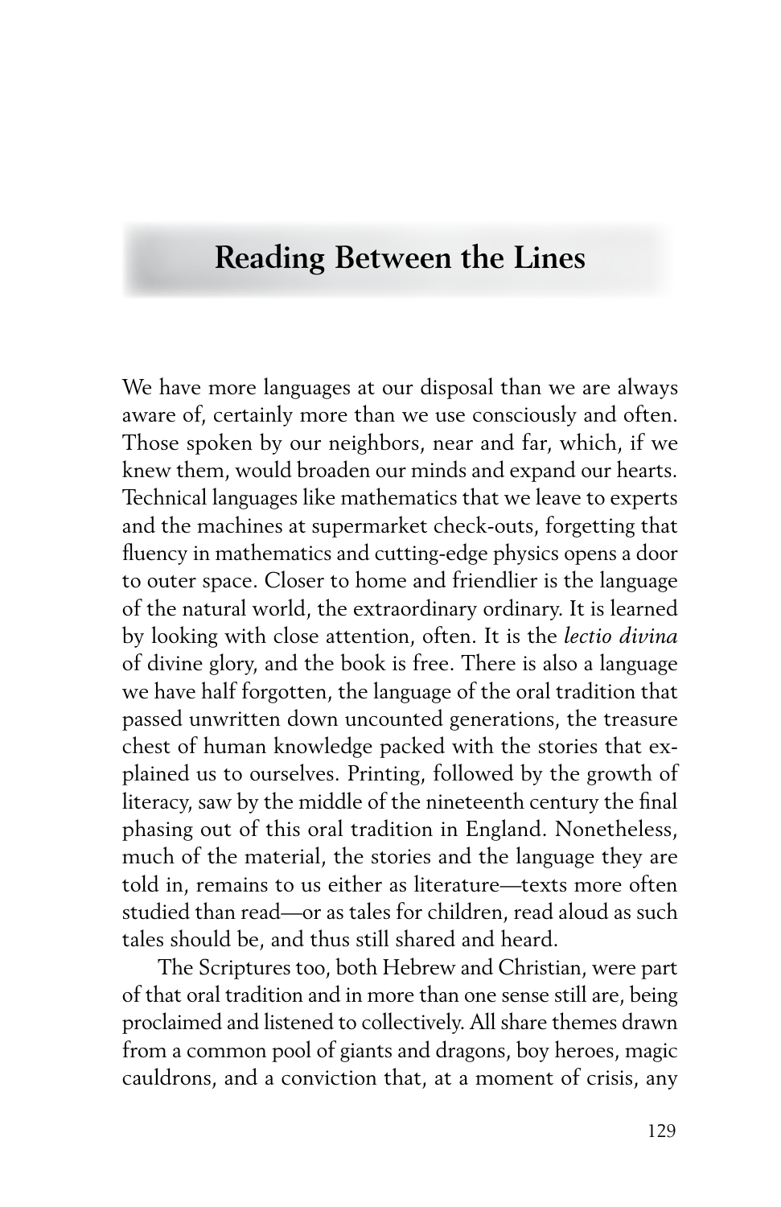# Reading Between the Lines

We have more languages at our disposal than we are always aware of, certainly more than we use consciously and often. Those spoken by our neighbors, near and far, which, if we knew them, would broaden our minds and expand our hearts. Technical languages like mathematics that we leave to experts and the machines at supermarket check-outs, forgetting that fluency in mathematics and cutting-edge physics opens a door to outer space. Closer to home and friendlier is the language of the natural world, the extraordinary ordinary. It is learned by looking with close attention, often. It is the *lectio divina* of divine glory, and the book is free. There is also a language we have half forgotten, the language of the oral tradition that passed unwritten down uncounted generations, the treasure chest of human knowledge packed with the stories that explained us to ourselves. Printing, followed by the growth of literacy, saw by the middle of the nineteenth century the final phasing out of this oral tradition in England. Nonetheless, much of the material, the stories and the language they are told in, remains to us either as literature—texts more often studied than read—or as tales for children, read aloud as such tales should be, and thus still shared and heard.

The Scriptures too, both Hebrew and Christian, were part of that oral tradition and in more than one sense still are, being proclaimed and listened to collectively. All share themes drawn from a common pool of giants and dragons, boy heroes, magic cauldrons, and a conviction that, at a moment of crisis, any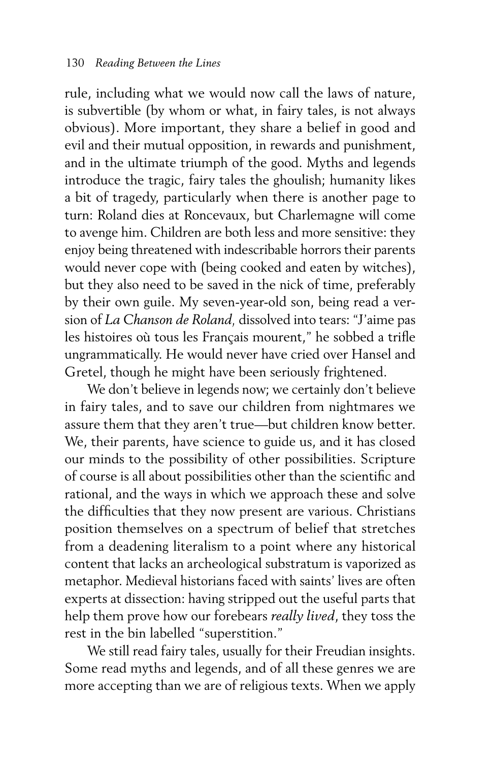rule, including what we would now call the laws of nature, is subvertible (by whom or what, in fairy tales, is not always obvious). More important, they share a belief in good and evil and their mutual opposition, in rewards and punishment, and in the ultimate triumph of the good. Myths and legends introduce the tragic, fairy tales the ghoulish; humanity likes a bit of tragedy, particularly when there is another page to turn: Roland dies at Roncevaux, but Charlemagne will come to avenge him. Children are both less and more sensitive: they enjoy being threatened with indescribable horrors their parents would never cope with (being cooked and eaten by witches), but they also need to be saved in the nick of time, preferably by their own guile. My seven-year-old son, being read a version of *La Chanson de Roland*, dissolved into tears: "J'aime pas les histoires où tous les Français mourent," he sobbed a trifle ungrammatically. He would never have cried over Hansel and Gretel, though he might have been seriously frightened.

We don't believe in legends now; we certainly don't believe in fairy tales, and to save our children from nightmares we assure them that they aren't true—but children know better. We, their parents, have science to guide us, and it has closed our minds to the possibility of other possibilities. Scripture of course is all about possibilities other than the scientific and rational, and the ways in which we approach these and solve the difficulties that they now present are various. Christians position themselves on a spectrum of belief that stretches from a deadening literalism to a point where any historical content that lacks an archeological substratum is vaporized as metaphor. Medieval historians faced with saints' lives are often experts at dissection: having stripped out the useful parts that help them prove how our forebears *really lived*, they toss the rest in the bin labelled "superstition."

We still read fairy tales, usually for their Freudian insights. Some read myths and legends, and of all these genres we are more accepting than we are of religious texts. When we apply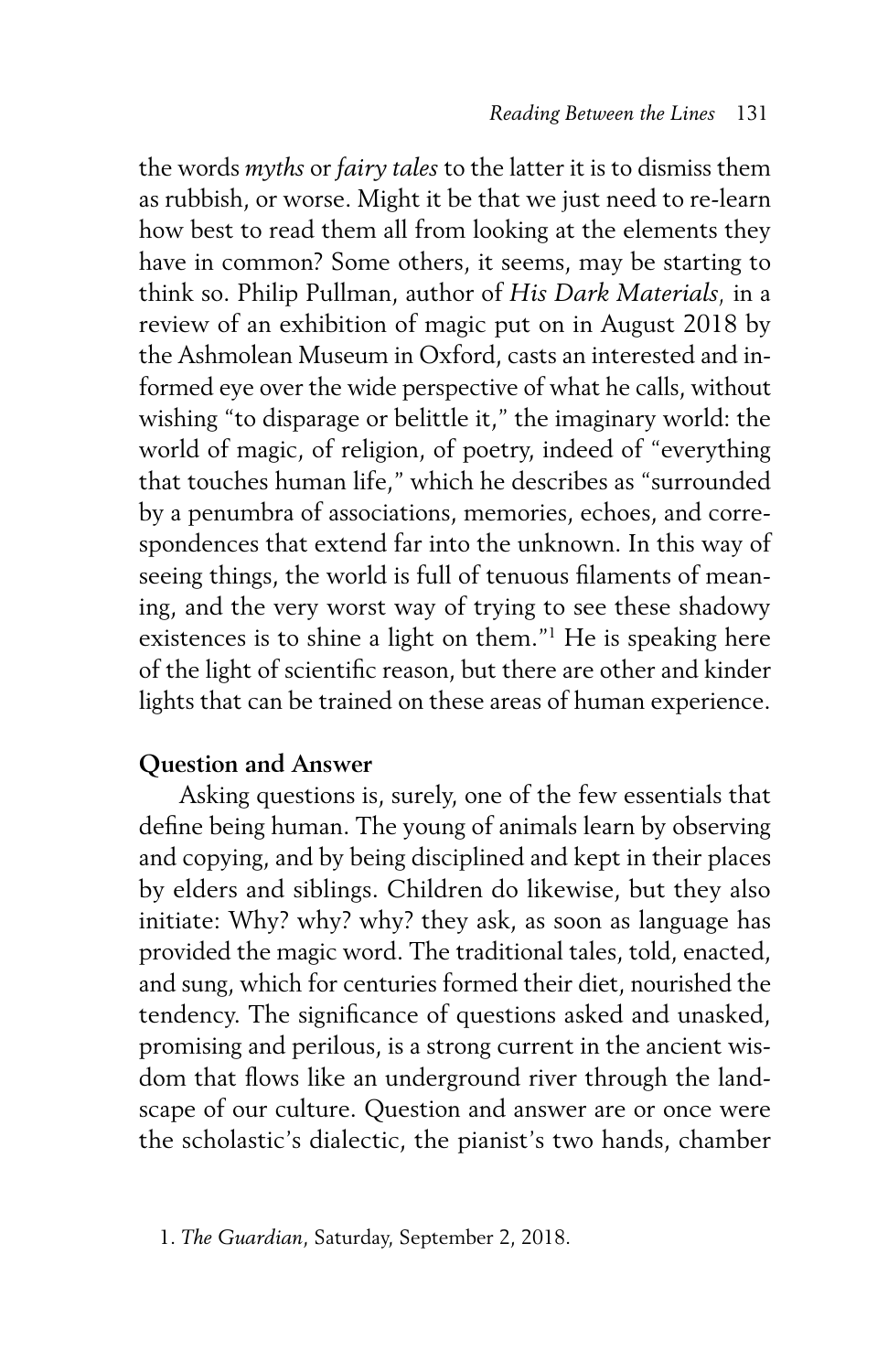the words *myths* or *fairy tales* to the latter it is to dismiss them as rubbish, or worse. Might it be that we just need to re-learn how best to read them all from looking at the elements they have in common? Some others, it seems, may be starting to think so. Philip Pullman, author of *His Dark Materials,* in a review of an exhibition of magic put on in August 2018 by the Ashmolean Museum in Oxford, casts an interested and informed eye over the wide perspective of what he calls, without wishing "to disparage or belittle it," the imaginary world: the world of magic, of religion, of poetry, indeed of "everything that touches human life," which he describes as "surrounded by a penumbra of associations, memories, echoes, and correspondences that extend far into the unknown. In this way of seeing things, the world is full of tenuous filaments of meaning, and the very worst way of trying to see these shadowy existences is to shine a light on them."[1] He is speaking here of the light of scientific reason, but there are other and kinder lights that can be trained on these areas of human experience.

**Question and Answer**

Asking questions is, surely, one of the few essentials that define being human. The young of animals learn by observing and copying, and by being disciplined and kept in their places by elders and siblings. Children do likewise, but they also initiate: Why? why? why? they ask, as soon as language has provided the magic word. The traditional tales, told, enacted, and sung, which for centuries formed their diet, nourished the tendency. The significance of questions asked and unasked, promising and perilous, is a strong current in the ancient wisdom that flows like an underground river through the landscape of our culture. Question and answer are or once were the scholastic's dialectic, the pianist's two hands, chamber

1. *The Guardian*, Saturday, September 2, 2018.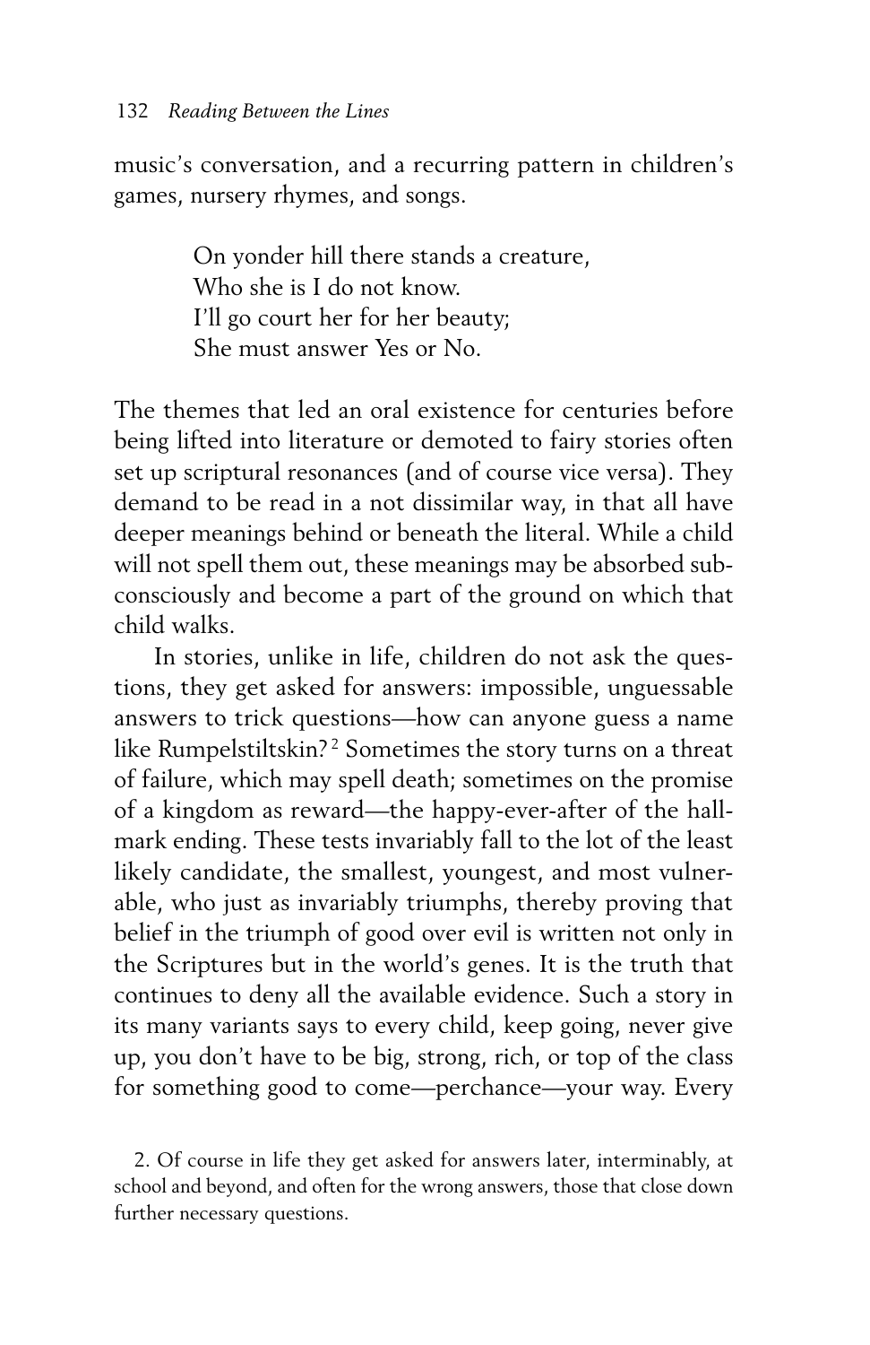music's conversation, and a recurring pattern in children's games, nursery rhymes, and songs.

> On yonder hill there stands a creature,
> Who she is I do not know.
> I'll go court her for her beauty;
> She must answer Yes or No.

The themes that led an oral existence for centuries before being lifted into literature or demoted to fairy stories often set up scriptural resonances (and of course vice versa). They demand to be read in a not dissimilar way, in that all have deeper meanings behind or beneath the literal. While a child will not spell them out, these meanings may be absorbed subconsciously and become a part of the ground on which that child walks.

In stories, unlike in life, children do not ask the questions, they get asked for answers: impossible, unguessable answers to trick questions—how can anyone guess a name like Rumpelstiltskin?[2] Sometimes the story turns on a threat of failure, which may spell death; sometimes on the promise of a kingdom as reward—the happy-ever-after of the hallmark ending. These tests invariably fall to the lot of the least likely candidate, the smallest, youngest, and most vulnerable, who just as invariably triumphs, thereby proving that belief in the triumph of good over evil is written not only in the Scriptures but in the world's genes. It is the truth that continues to deny all the available evidence. Such a story in its many variants says to every child, keep going, never give up, you don't have to be big, strong, rich, or top of the class for something good to come—perchance—your way. Every

2. Of course in life they get asked for answers later, interminably, at school and beyond, and often for the wrong answers, those that close down further necessary questions.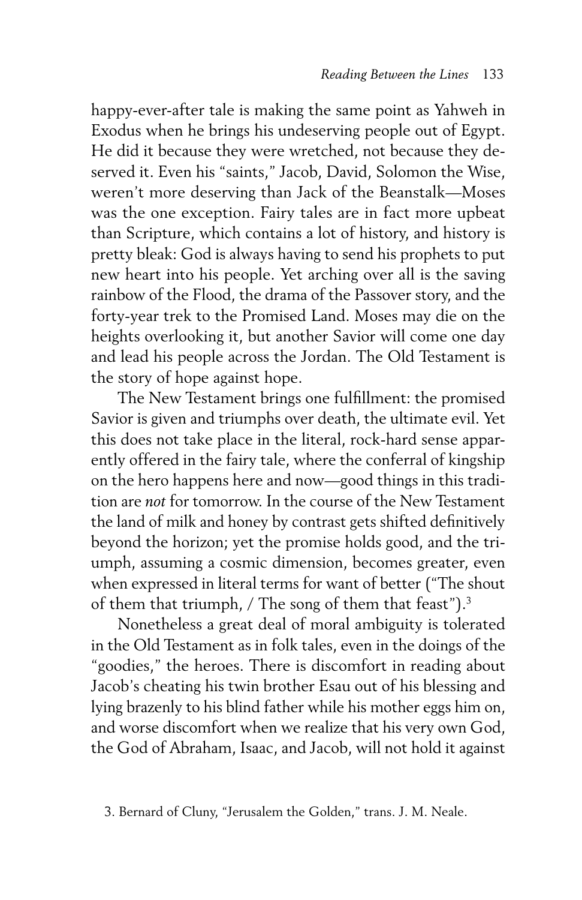happy-ever-after tale is making the same point as Yahweh in Exodus when he brings his undeserving people out of Egypt. He did it because they were wretched, not because they deserved it. Even his "saints," Jacob, David, Solomon the Wise, weren't more deserving than Jack of the Beanstalk—Moses was the one exception. Fairy tales are in fact more upbeat than Scripture, which contains a lot of history, and history is pretty bleak: God is always having to send his prophets to put new heart into his people. Yet arching over all is the saving rainbow of the Flood, the drama of the Passover story, and the forty-year trek to the Promised Land. Moses may die on the heights overlooking it, but another Savior will come one day and lead his people across the Jordan. The Old Testament is the story of hope against hope.

The New Testament brings one fulfillment: the promised Savior is given and triumphs over death, the ultimate evil. Yet this does not take place in the literal, rock-hard sense apparently offered in the fairy tale, where the conferral of kingship on the hero happens here and now—good things in this tradition are *not* for tomorrow. In the course of the New Testament the land of milk and honey by contrast gets shifted definitively beyond the horizon; yet the promise holds good, and the triumph, assuming a cosmic dimension, becomes greater, even when expressed in literal terms for want of better ("The shout of them that triumph, / The song of them that feast").[3]

Nonetheless a great deal of moral ambiguity is tolerated in the Old Testament as in folk tales, even in the doings of the "goodies," the heroes. There is discomfort in reading about Jacob's cheating his twin brother Esau out of his blessing and lying brazenly to his blind father while his mother eggs him on, and worse discomfort when we realize that his very own God, the God of Abraham, Isaac, and Jacob, will not hold it against

3. Bernard of Cluny, "Jerusalem the Golden," trans. J. M. Neale.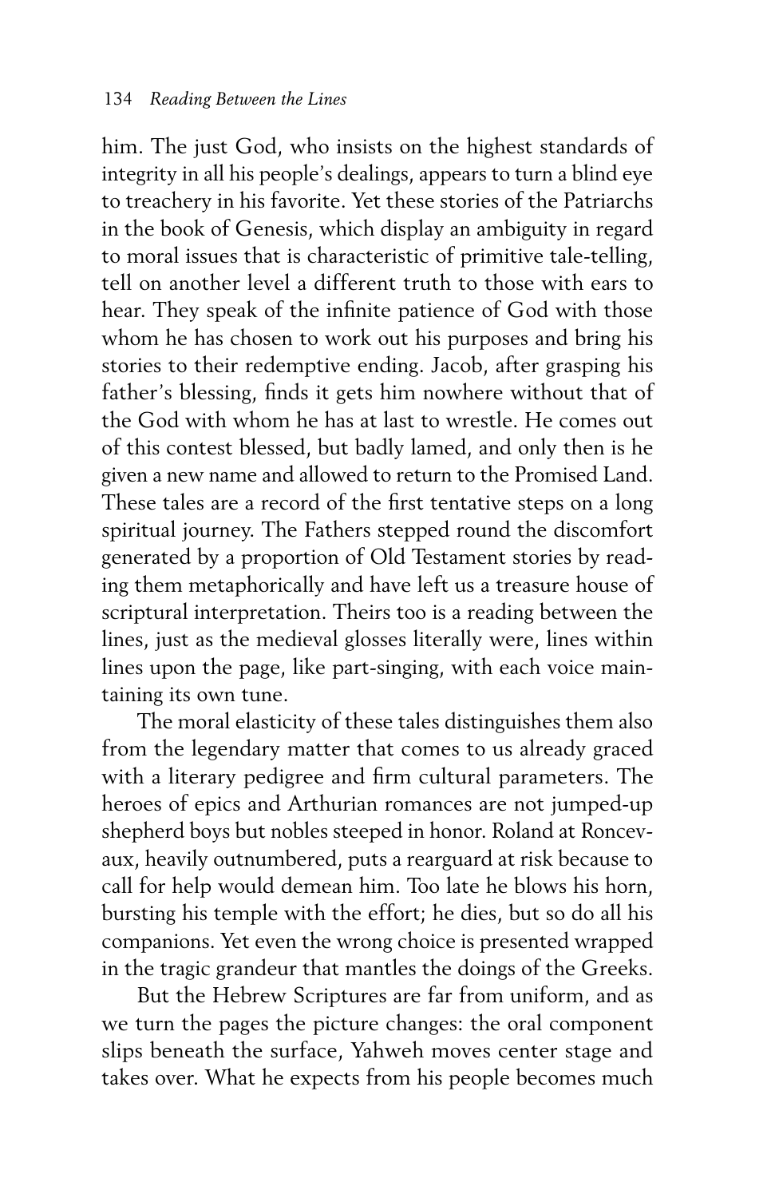him. The just God, who insists on the highest standards of integrity in all his people's dealings, appears to turn a blind eye to treachery in his favorite. Yet these stories of the Patriarchs in the book of Genesis, which display an ambiguity in regard to moral issues that is characteristic of primitive tale-telling, tell on another level a different truth to those with ears to hear. They speak of the infinite patience of God with those whom he has chosen to work out his purposes and bring his stories to their redemptive ending. Jacob, after grasping his father's blessing, finds it gets him nowhere without that of the God with whom he has at last to wrestle. He comes out of this contest blessed, but badly lamed, and only then is he given a new name and allowed to return to the Promised Land. These tales are a record of the first tentative steps on a long spiritual journey. The Fathers stepped round the discomfort generated by a proportion of Old Testament stories by reading them metaphorically and have left us a treasure house of scriptural interpretation. Theirs too is a reading between the lines, just as the medieval glosses literally were, lines within lines upon the page, like part-singing, with each voice maintaining its own tune.

The moral elasticity of these tales distinguishes them also from the legendary matter that comes to us already graced with a literary pedigree and firm cultural parameters. The heroes of epics and Arthurian romances are not jumped-up shepherd boys but nobles steeped in honor. Roland at Roncevaux, heavily outnumbered, puts a rearguard at risk because to call for help would demean him. Too late he blows his horn, bursting his temple with the effort; he dies, but so do all his companions. Yet even the wrong choice is presented wrapped in the tragic grandeur that mantles the doings of the Greeks.

But the Hebrew Scriptures are far from uniform, and as we turn the pages the picture changes: the oral component slips beneath the surface, Yahweh moves center stage and takes over. What he expects from his people becomes much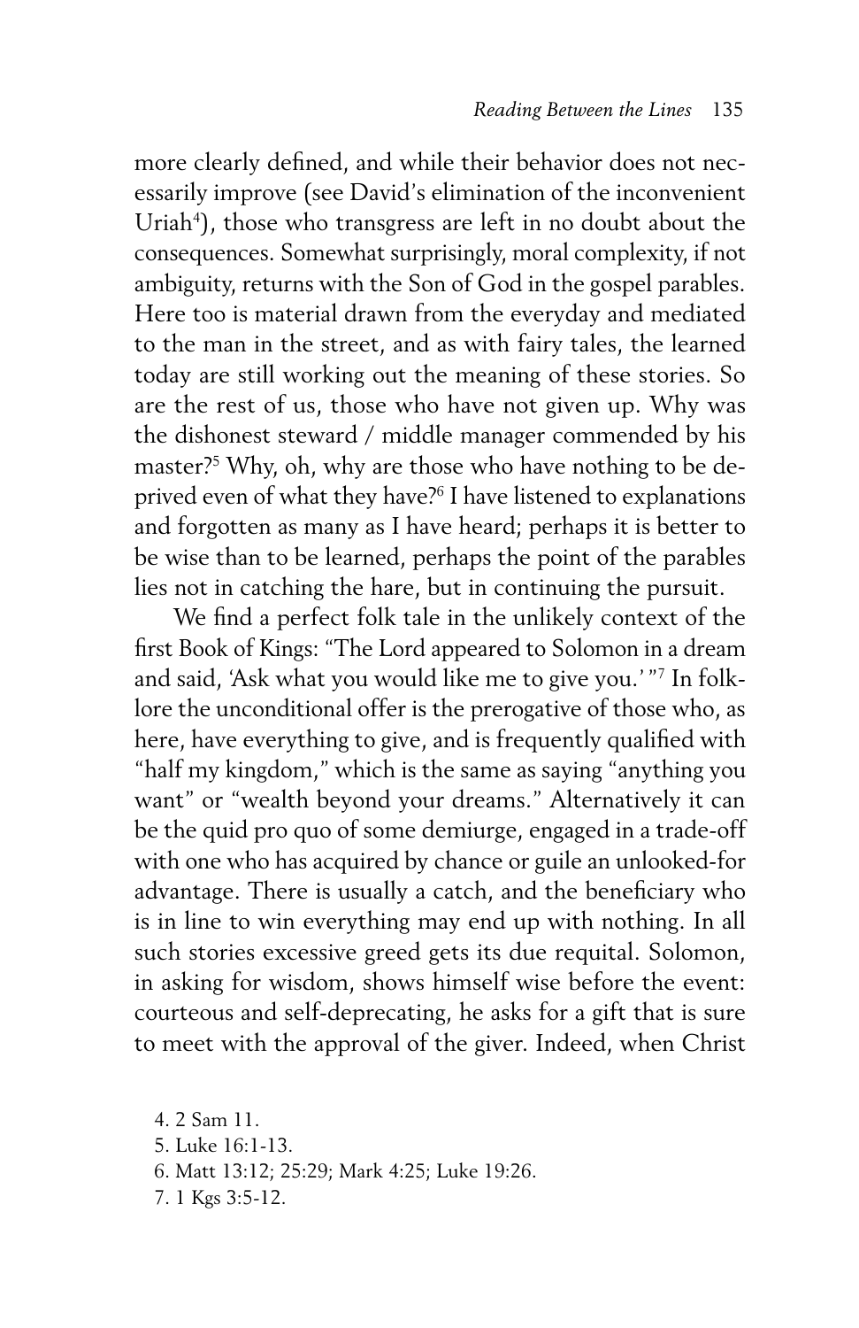more clearly defined, and while their behavior does not necessarily improve (see David's elimination of the inconvenient Uriah[4]), those who transgress are left in no doubt about the consequences. Somewhat surprisingly, moral complexity, if not ambiguity, returns with the Son of God in the gospel parables. Here too is material drawn from the everyday and mediated to the man in the street, and as with fairy tales, the learned today are still working out the meaning of these stories. So are the rest of us, those who have not given up. Why was the dishonest steward / middle manager commended by his master?[5] Why, oh, why are those who have nothing to be deprived even of what they have?[6] I have listened to explanations and forgotten as many as I have heard; perhaps it is better to be wise than to be learned, perhaps the point of the parables lies not in catching the hare, but in continuing the pursuit.

We find a perfect folk tale in the unlikely context of the first Book of Kings: "The Lord appeared to Solomon in a dream and said, 'Ask what you would like me to give you.'"[7] In folklore the unconditional offer is the prerogative of those who, as here, have everything to give, and is frequently qualified with "half my kingdom," which is the same as saying "anything you want" or "wealth beyond your dreams." Alternatively it can be the quid pro quo of some demiurge, engaged in a trade-off with one who has acquired by chance or guile an unlooked-for advantage. There is usually a catch, and the beneficiary who is in line to win everything may end up with nothing. In all such stories excessive greed gets its due requital. Solomon, in asking for wisdom, shows himself wise before the event: courteous and self-deprecating, he asks for a gift that is sure to meet with the approval of the giver. Indeed, when Christ

4. 2 Sam 11.
5. Luke 16:1-13.
6. Matt 13:12; 25:29; Mark 4:25; Luke 19:26.
7. 1 Kgs 3:5-12.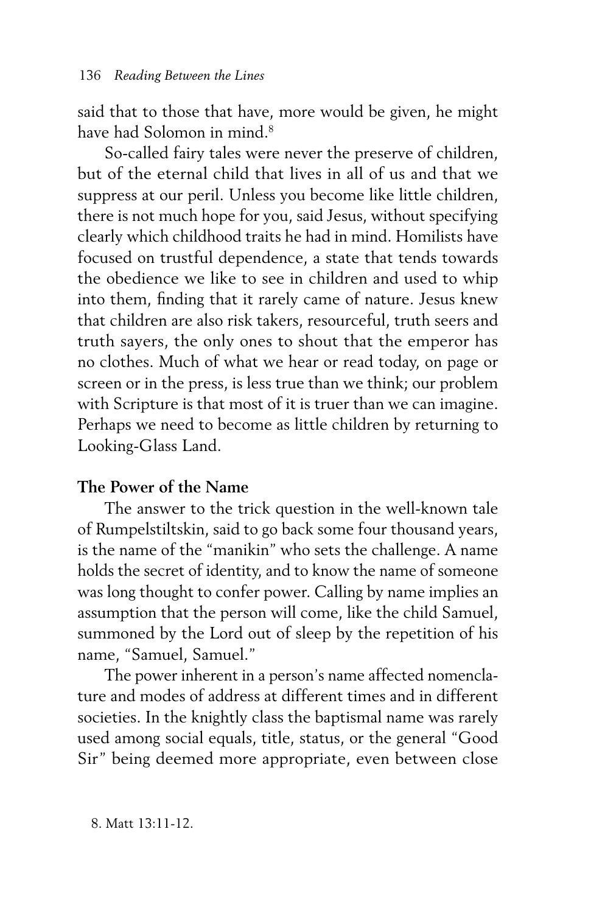said that to those that have, more would be given, he might have had Solomon in mind.[8]

So-called fairy tales were never the preserve of children, but of the eternal child that lives in all of us and that we suppress at our peril. Unless you become like little children, there is not much hope for you, said Jesus, without specifying clearly which childhood traits he had in mind. Homilists have focused on trustful dependence, a state that tends towards the obedience we like to see in children and used to whip into them, finding that it rarely came of nature. Jesus knew that children are also risk takers, resourceful, truth seers and truth sayers, the only ones to shout that the emperor has no clothes. Much of what we hear or read today, on page or screen or in the press, is less true than we think; our problem with Scripture is that most of it is truer than we can imagine. Perhaps we need to become as little children by returning to Looking-Glass Land.

### The Power of the Name

The answer to the trick question in the well-known tale of Rumpelstiltskin, said to go back some four thousand years, is the name of the "manikin" who sets the challenge. A name holds the secret of identity, and to know the name of someone was long thought to confer power. Calling by name implies an assumption that the person will come, like the child Samuel, summoned by the Lord out of sleep by the repetition of his name, "Samuel, Samuel."

The power inherent in a person's name affected nomenclature and modes of address at different times and in different societies. In the knightly class the baptismal name was rarely used among social equals, title, status, or the general "Good Sir" being deemed more appropriate, even between close

8. Matt 13:11-12.